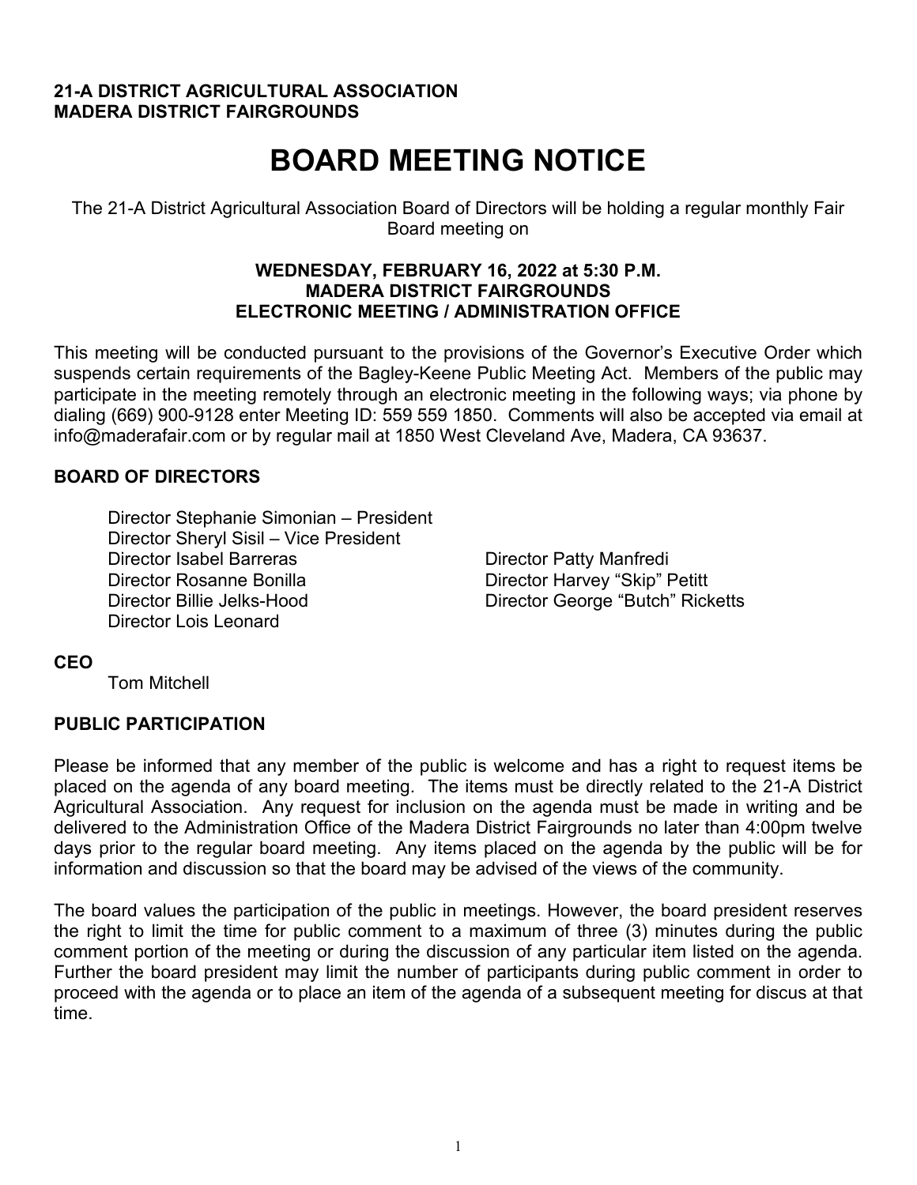**21-A DISTRICT AGRICULTURAL ASSOCIATION**
**MADERA DISTRICT FAIRGROUNDS**

# BOARD MEETING NOTICE

The 21-A District Agricultural Association Board of Directors will be holding a regular monthly Fair Board meeting on

**WEDNESDAY, FEBRUARY 16, 2022 at 5:30 P.M.**
**MADERA DISTRICT FAIRGROUNDS**
**ELECTRONIC MEETING / ADMINISTRATION OFFICE**

This meeting will be conducted pursuant to the provisions of the Governor's Executive Order which suspends certain requirements of the Bagley-Keene Public Meeting Act. Members of the public may participate in the meeting remotely through an electronic meeting in the following ways; via phone by dialing (669) 900-9128 enter Meeting ID: 559 559 1850. Comments will also be accepted via email at info@maderafair.com or by regular mail at 1850 West Cleveland Ave, Madera, CA 93637.

## BOARD OF DIRECTORS

Director Stephanie Simonian – President
Director Sheryl Sisil – Vice President
Director Isabel Barreras
Director Rosanne Bonilla
Director Billie Jelks-Hood
Director Lois Leonard
Director Patty Manfredi
Director Harvey "Skip" Petitt
Director George "Butch" Ricketts

## CEO

Tom Mitchell

## PUBLIC PARTICIPATION

Please be informed that any member of the public is welcome and has a right to request items be placed on the agenda of any board meeting. The items must be directly related to the 21-A District Agricultural Association. Any request for inclusion on the agenda must be made in writing and be delivered to the Administration Office of the Madera District Fairgrounds no later than 4:00pm twelve days prior to the regular board meeting. Any items placed on the agenda by the public will be for information and discussion so that the board may be advised of the views of the community.

The board values the participation of the public in meetings. However, the board president reserves the right to limit the time for public comment to a maximum of three (3) minutes during the public comment portion of the meeting or during the discussion of any particular item listed on the agenda. Further the board president may limit the number of participants during public comment in order to proceed with the agenda or to place an item of the agenda of a subsequent meeting for discus at that time.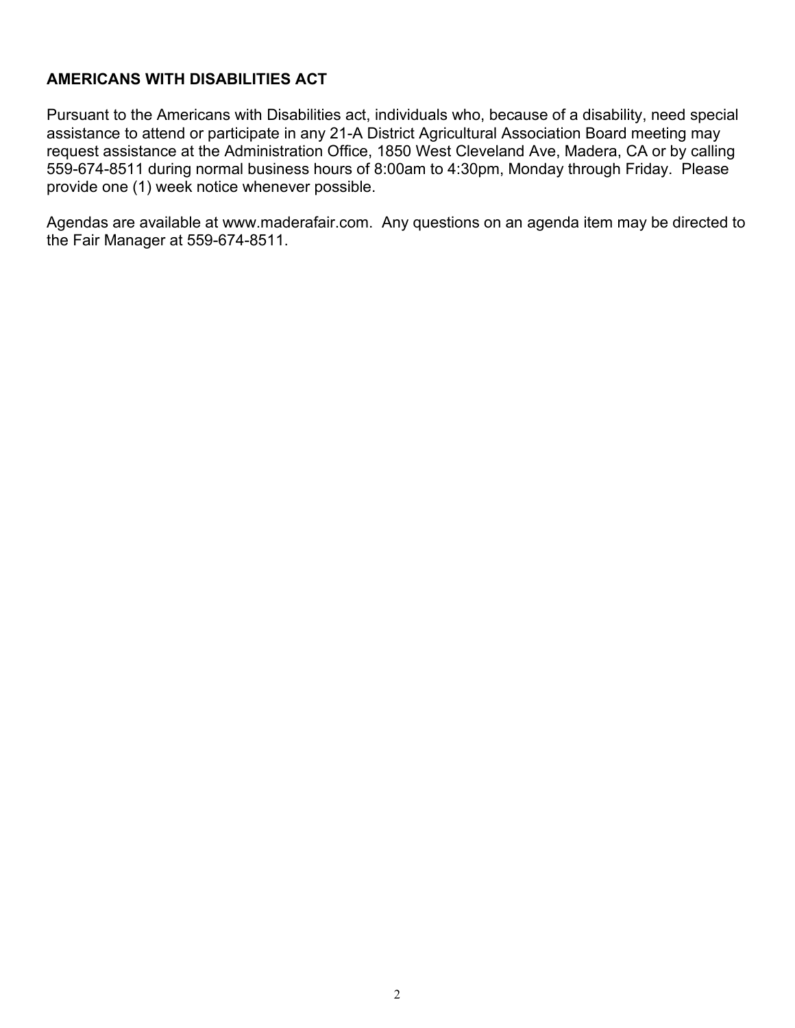**AMERICANS WITH DISABILITIES ACT**

Pursuant to the Americans with Disabilities act, individuals who, because of a disability, need special assistance to attend or participate in any 21-A District Agricultural Association Board meeting may request assistance at the Administration Office, 1850 West Cleveland Ave, Madera, CA or by calling 559-674-8511 during normal business hours of 8:00am to 4:30pm, Monday through Friday. Please provide one (1) week notice whenever possible.

Agendas are available at www.maderafair.com. Any questions on an agenda item may be directed to the Fair Manager at 559-674-8511.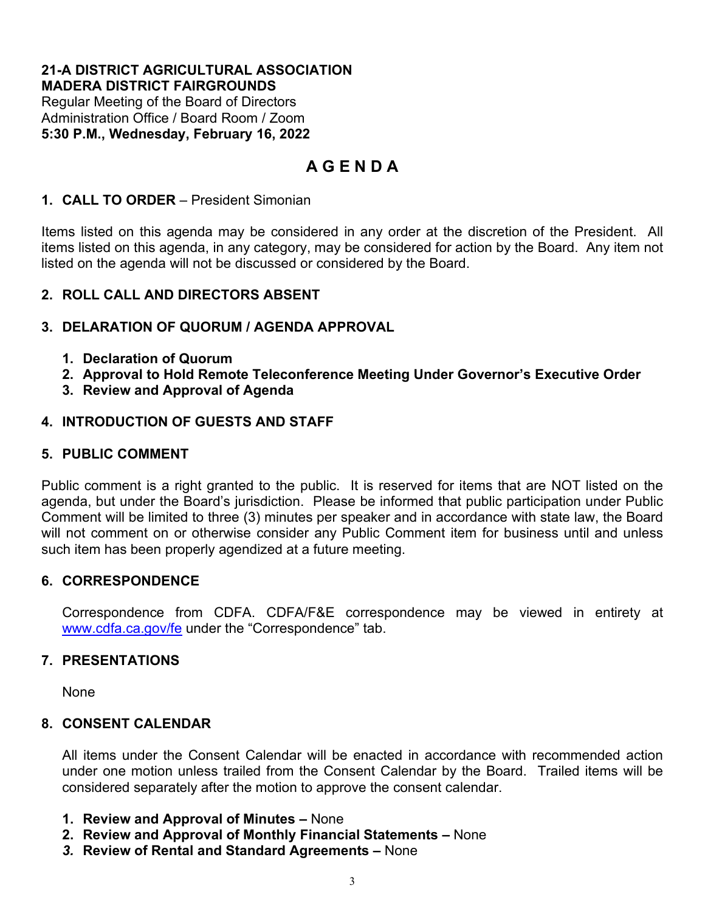**21-A DISTRICT AGRICULTURAL ASSOCIATION**
**MADERA DISTRICT FAIRGROUNDS**
Regular Meeting of the Board of Directors
Administration Office / Board Room / Zoom
**5:30 P.M., Wednesday, February 16, 2022**

# A G E N D A

**1. CALL TO ORDER** – President Simonian

Items listed on this agenda may be considered in any order at the discretion of the President. All items listed on this agenda, in any category, may be considered for action by the Board. Any item not listed on the agenda will not be discussed or considered by the Board.

**2. ROLL CALL AND DIRECTORS ABSENT**

**3. DELARATION OF QUORUM / AGENDA APPROVAL**

1. **Declaration of Quorum**
2. **Approval to Hold Remote Teleconference Meeting Under Governor's Executive Order**
3. **Review and Approval of Agenda**

**4. INTRODUCTION OF GUESTS AND STAFF**

**5. PUBLIC COMMENT**

Public comment is a right granted to the public. It is reserved for items that are NOT listed on the agenda, but under the Board's jurisdiction. Please be informed that public participation under Public Comment will be limited to three (3) minutes per speaker and in accordance with state law, the Board will not comment on or otherwise consider any Public Comment item for business until and unless such item has been properly agendized at a future meeting.

**6. CORRESPONDENCE**

Correspondence from CDFA. CDFA/F&E correspondence may be viewed in entirety at [www.cdfa.ca.gov/fe](http://www.cdfa.ca.gov/fe) under the "Correspondence" tab.

**7. PRESENTATIONS**

None

**8. CONSENT CALENDAR**

All items under the Consent Calendar will be enacted in accordance with recommended action under one motion unless trailed from the Consent Calendar by the Board. Trailed items will be considered separately after the motion to approve the consent calendar.

1. **Review and Approval of Minutes –** None
2. **Review and Approval of Monthly Financial Statements –** None
3. **Review of Rental and Standard Agreements –** None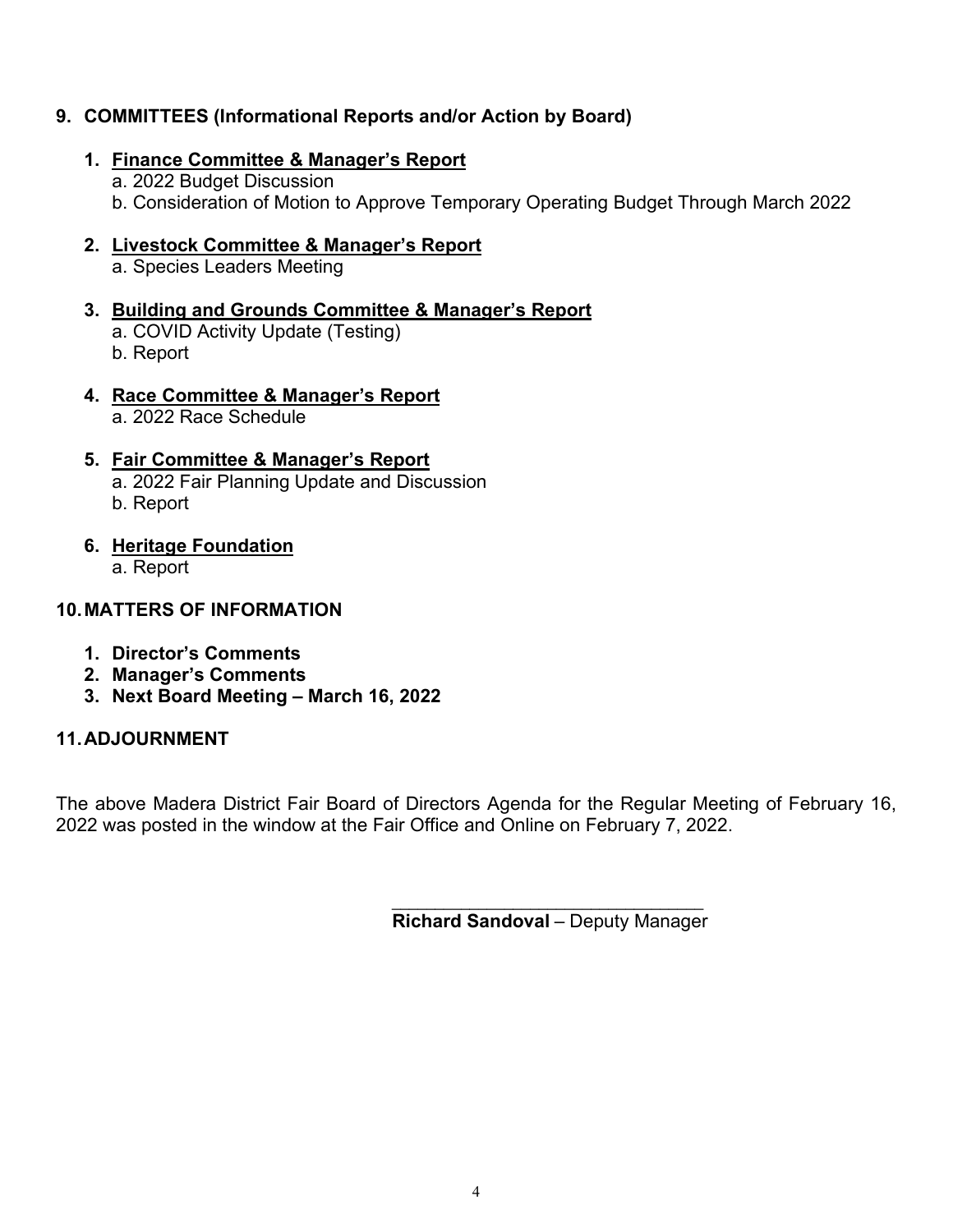## 9. COMMITTEES (Informational Reports and/or Action by Board)

1. **Finance Committee & Manager's Report**
   a. 2022 Budget Discussion
   b. Consideration of Motion to Approve Temporary Operating Budget Through March 2022

2. **Livestock Committee & Manager's Report**
   a. Species Leaders Meeting

3. **Building and Grounds Committee & Manager's Report**
   a. COVID Activity Update (Testing)
   b. Report

4. **Race Committee & Manager's Report**
   a. 2022 Race Schedule

5. **Fair Committee & Manager's Report**
   a. 2022 Fair Planning Update and Discussion
   b. Report

6. **Heritage Foundation**
   a. Report

## 10. MATTERS OF INFORMATION

1. **Director's Comments**
2. **Manager's Comments**
3. **Next Board Meeting – March 16, 2022**

## 11. ADJOURNMENT

The above Madera District Fair Board of Directors Agenda for the Regular Meeting of February 16, 2022 was posted in the window at the Fair Office and Online on February 7, 2022.

\_\_\_\_\_\_\_\_\_\_\_\_\_\_\_\_\_\_\_\_\_\_\_\_\_\_\_\_\_\_\_\_

**Richard Sandoval** – Deputy Manager